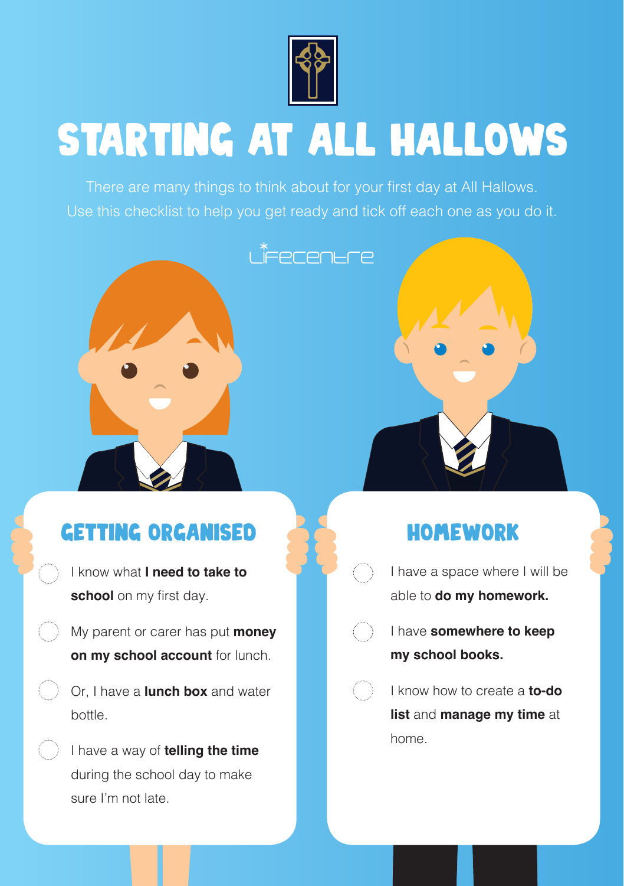# STARTING AT ALL HALLOWS

There are many things to think about for your first day at All Hallows.
Use this checklist to help you get ready and tick off each one as you do it.

Lifecentre

## GETTING ORGANISED

- I know what **I need to take to school** on my first day.
- My parent or carer has put **money on my school account** for lunch.
- Or, I have a **lunch box** and water bottle.
- I have a way of **telling the time** during the school day to make sure I'm not late.

## HOMEWORK

- I have a space where I will be able to **do my homework.**
- I have **somewhere to keep my school books.**
- I know how to create a **to-do list** and **manage my time** at home.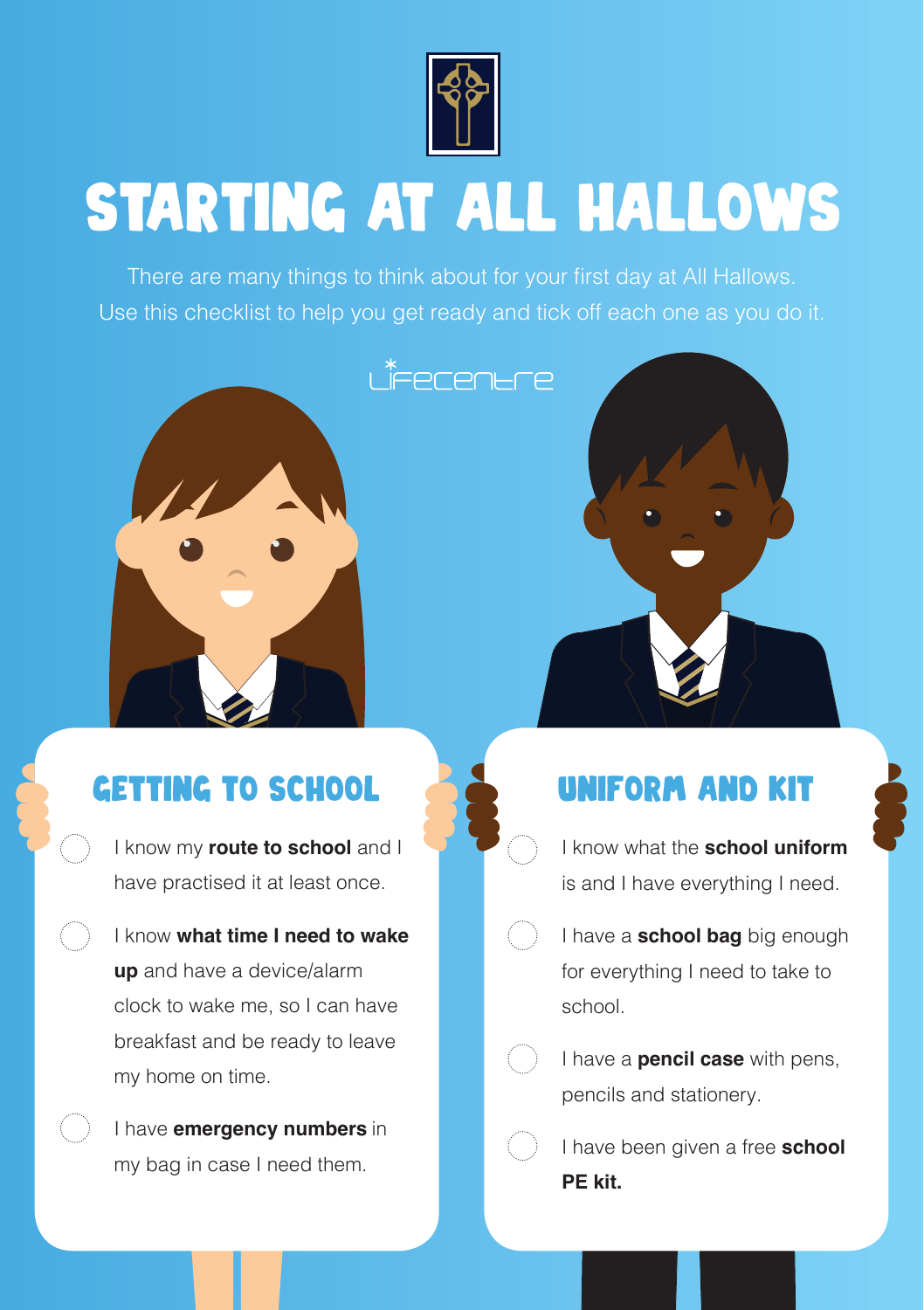# STARTING AT ALL HALLOWS

There are many things to think about for your first day at All Hallows.
Use this checklist to help you get ready and tick off each one as you do it.

Lifecentre

## GETTING TO SCHOOL

- I know my **route to school** and I have practised it at least once.
- I know **what time I need to wake up** and have a device/alarm clock to wake me, so I can have breakfast and be ready to leave my home on time.
- I have **emergency numbers** in my bag in case I need them.

## UNIFORM AND KIT

- I know what the **school uniform** is and I have everything I need.
- I have a **school bag** big enough for everything I need to take to school.
- I have a **pencil case** with pens, pencils and stationery.
- I have been given a free **school PE kit.**